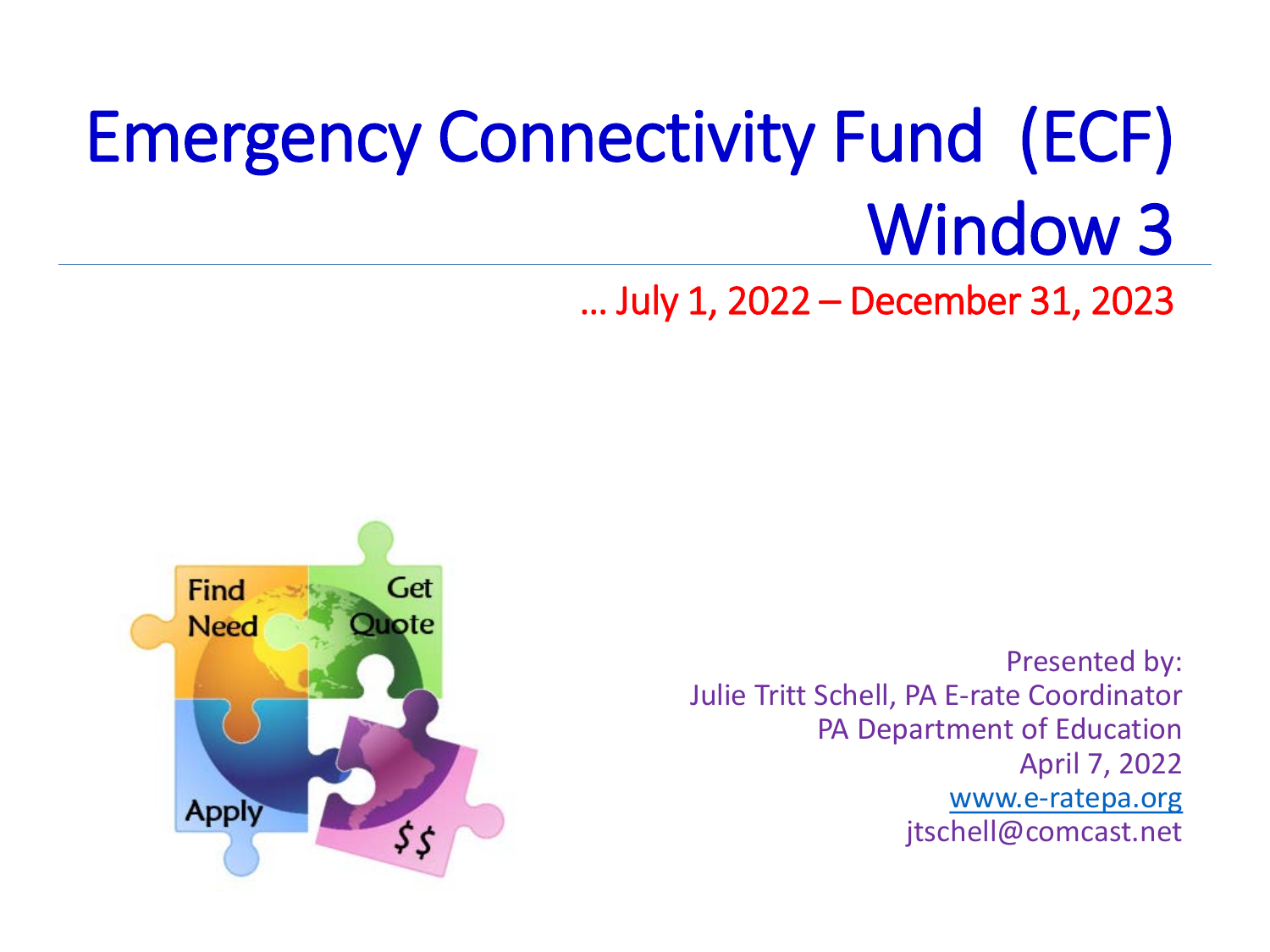# Emergency Connectivity Fund (ECF) Window 3

… July 1, 2022 – December 31, 2023

Presented by:
Julie Tritt Schell, PA E-rate Coordinator
PA Department of Education
April 7, 2022
www.e-ratepa.org
jtschell@comcast.net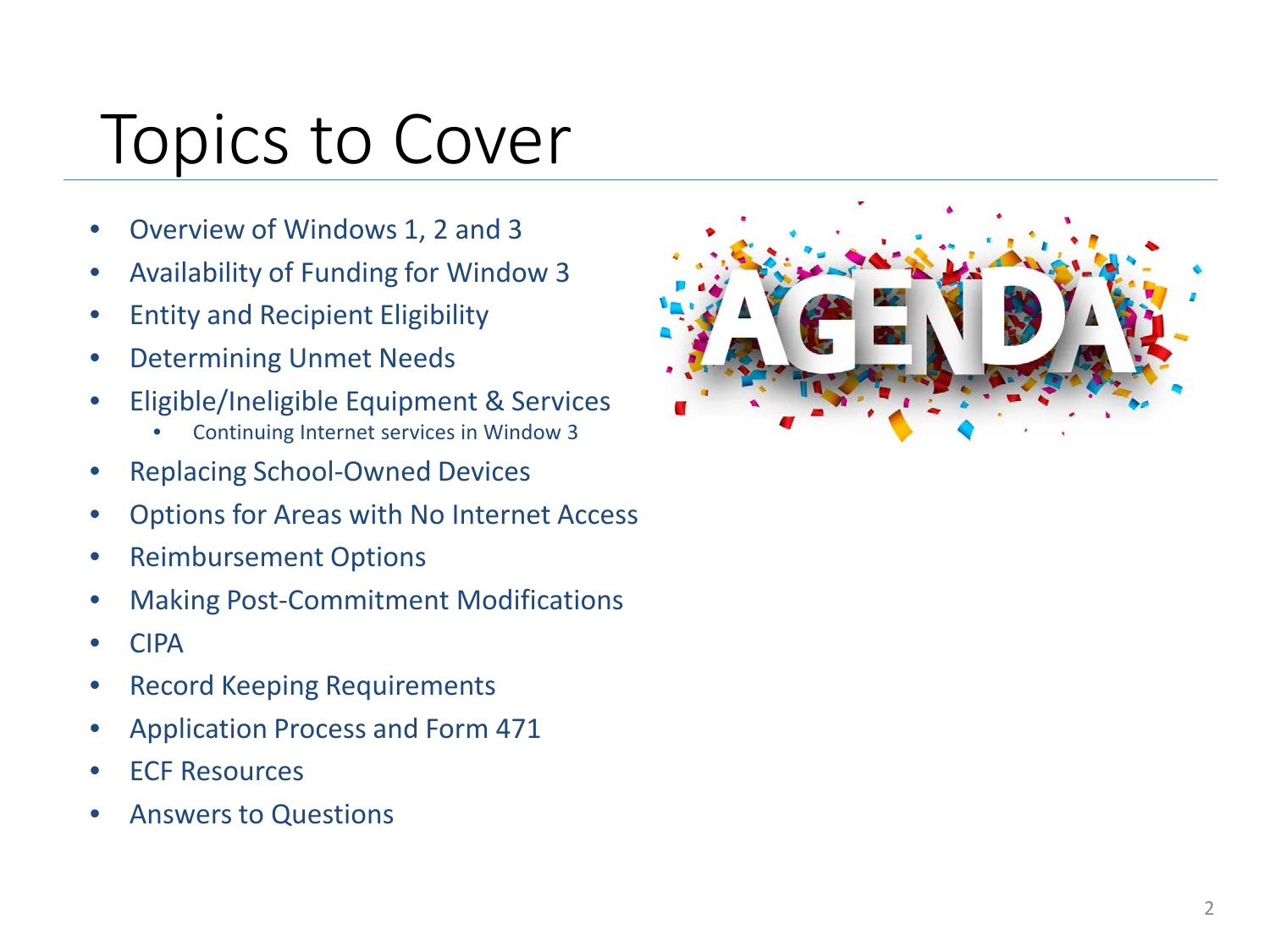# Topics to Cover

- Overview of Windows 1, 2 and 3
- Availability of Funding for Window 3
- Entity and Recipient Eligibility
- Determining Unmet Needs
- Eligible/Ineligible Equipment & Services
  - Continuing Internet services in Window 3
- Replacing School-Owned Devices
- Options for Areas with No Internet Access
- Reimbursement Options
- Making Post-Commitment Modifications
- CIPA
- Record Keeping Requirements
- Application Process and Form 471
- ECF Resources
- Answers to Questions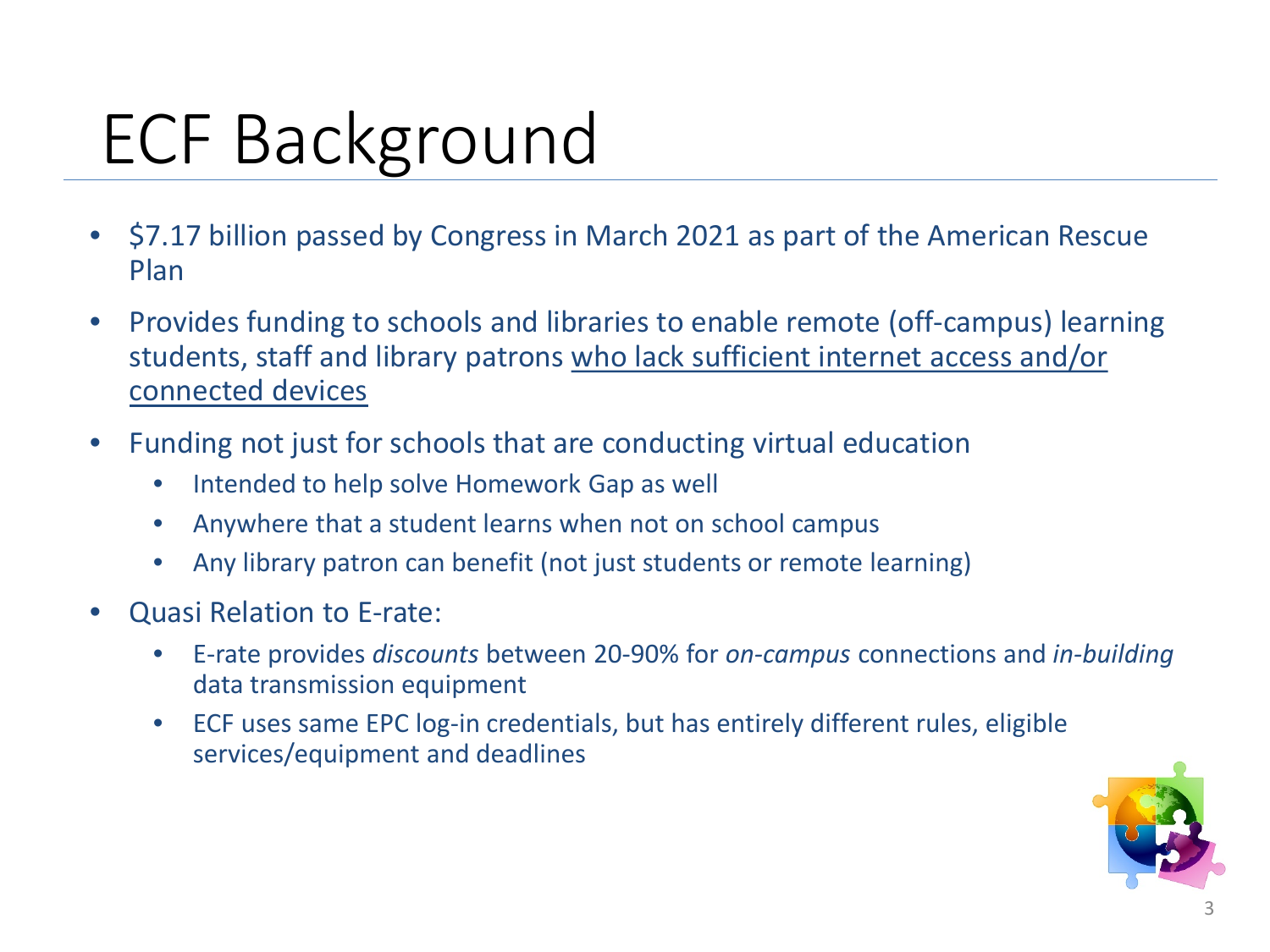# ECF Background

- $7.17 billion passed by Congress in March 2021 as part of the American Rescue Plan
- Provides funding to schools and libraries to enable remote (off-campus) learning students, staff and library patrons <u>who lack sufficient internet access and/or connected devices</u>
- Funding not just for schools that are conducting virtual education
  - Intended to help solve Homework Gap as well
  - Anywhere that a student learns when not on school campus
  - Any library patron can benefit (not just students or remote learning)
- Quasi Relation to E-rate:
  - E-rate provides *discounts* between 20-90% for *on-campus* connections and *in-building* data transmission equipment
  - ECF uses same EPC log-in credentials, but has entirely different rules, eligible services/equipment and deadlines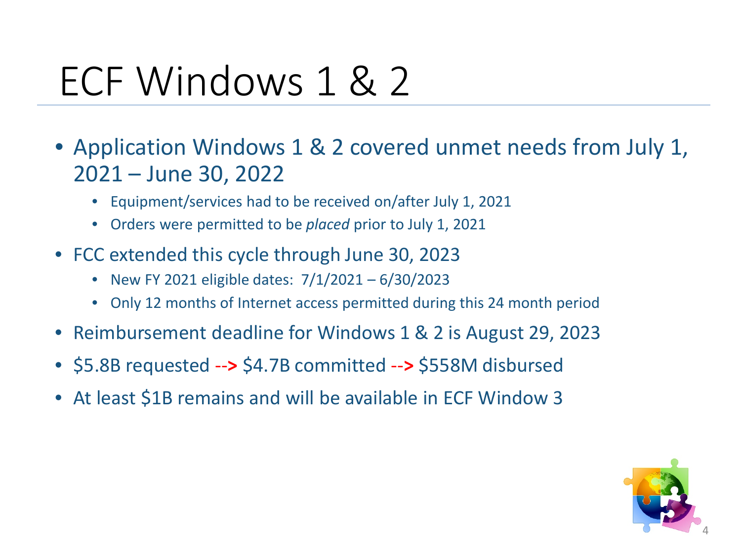# ECF Windows 1 & 2

- Application Windows 1 & 2 covered unmet needs from July 1, 2021 – June 30, 2022
  - Equipment/services had to be received on/after July 1, 2021
  - Orders were permitted to be *placed* prior to July 1, 2021
- FCC extended this cycle through June 30, 2023
  - New FY 2021 eligible dates: 7/1/2021 – 6/30/2023
  - Only 12 months of Internet access permitted during this 24 month period
- Reimbursement deadline for Windows 1 & 2 is August 29, 2023
- $5.8B requested **-->** $4.7B committed **-->** $558M disbursed
- At least $1B remains and will be available in ECF Window 3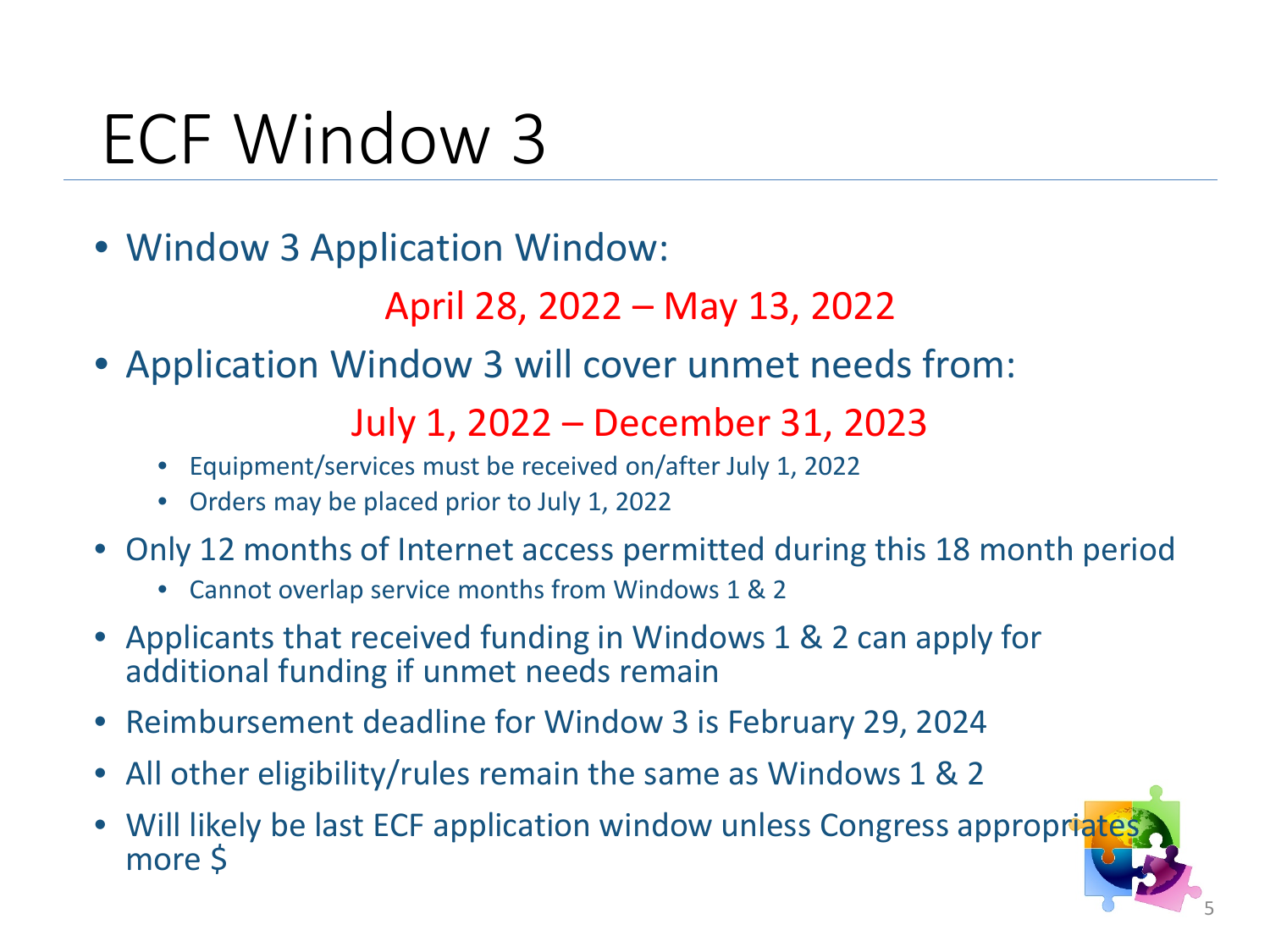# ECF Window 3

- Window 3 Application Window:

  April 28, 2022 – May 13, 2022

- Application Window 3 will cover unmet needs from:

  July 1, 2022 – December 31, 2023

  - Equipment/services must be received on/after July 1, 2022
  - Orders may be placed prior to July 1, 2022
- Only 12 months of Internet access permitted during this 18 month period
  - Cannot overlap service months from Windows 1 & 2
- Applicants that received funding in Windows 1 & 2 can apply for additional funding if unmet needs remain
- Reimbursement deadline for Window 3 is February 29, 2024
- All other eligibility/rules remain the same as Windows 1 & 2
- Will likely be last ECF application window unless Congress appropriates more $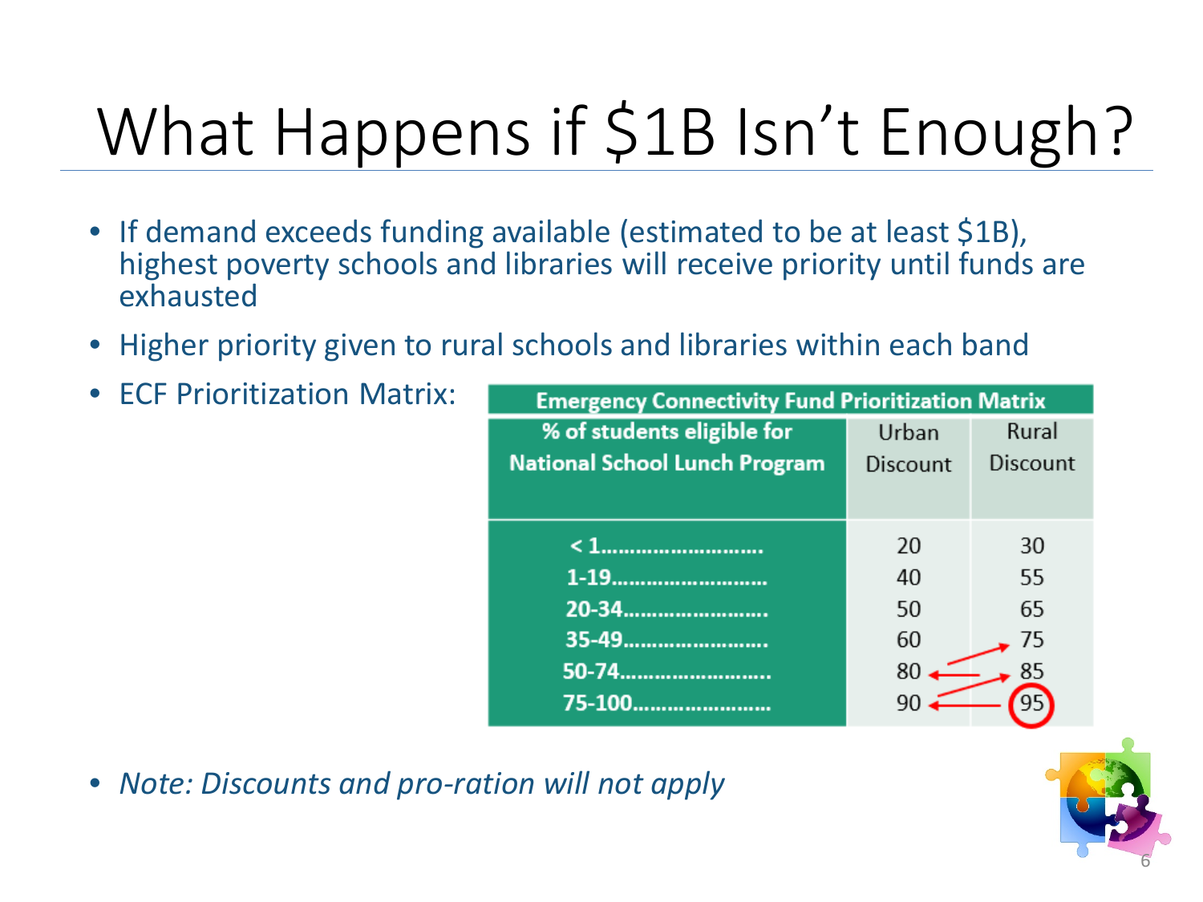# What Happens if $1B Isn't Enough?

- If demand exceeds funding available (estimated to be at least $1B), highest poverty schools and libraries will receive priority until funds are exhausted
- Higher priority given to rural schools and libraries within each band
- ECF Prioritization Matrix:

| Emergency Connectivity Fund Prioritization Matrix | | |
|---|---|---|
| % of students eligible for National School Lunch Program | Urban Discount | Rural Discount |
| < 1.......................... | 20 | 30 |
| 1-19.......................... | 40 | 55 |
| 20-34.......................... | 50 | 65 |
| 35-49.......................... | 60 | 75 |
| 50-74.......................... | 80 | 85 |
| 75-100.......................... | 90 | 95 |

- *Note: Discounts and pro-ration will not apply*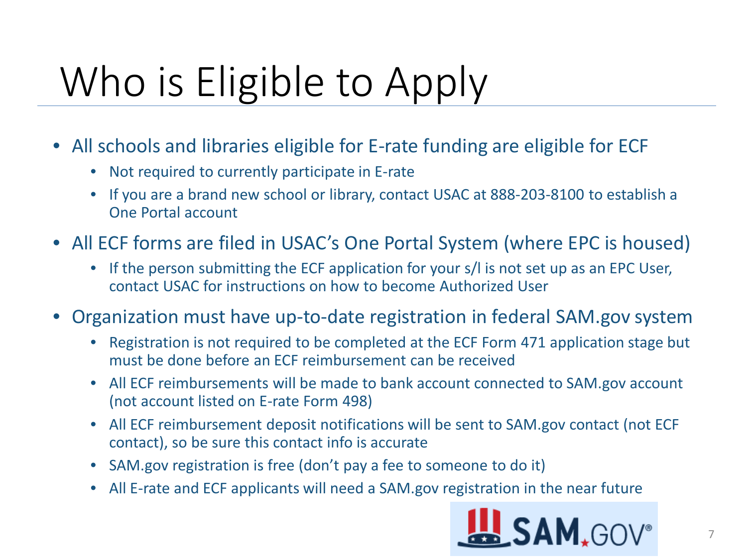# Who is Eligible to Apply

- All schools and libraries eligible for E-rate funding are eligible for ECF
  - Not required to currently participate in E-rate
  - If you are a brand new school or library, contact USAC at 888-203-8100 to establish a One Portal account
- All ECF forms are filed in USAC's One Portal System (where EPC is housed)
  - If the person submitting the ECF application for your s/l is not set up as an EPC User, contact USAC for instructions on how to become Authorized User
- Organization must have up-to-date registration in federal SAM.gov system
  - Registration is not required to be completed at the ECF Form 471 application stage but must be done before an ECF reimbursement can be received
  - All ECF reimbursements will be made to bank account connected to SAM.gov account (not account listed on E-rate Form 498)
  - All ECF reimbursement deposit notifications will be sent to SAM.gov contact (not ECF contact), so be sure this contact info is accurate
  - SAM.gov registration is free (don't pay a fee to someone to do it)
  - All E-rate and ECF applicants will need a SAM.gov registration in the near future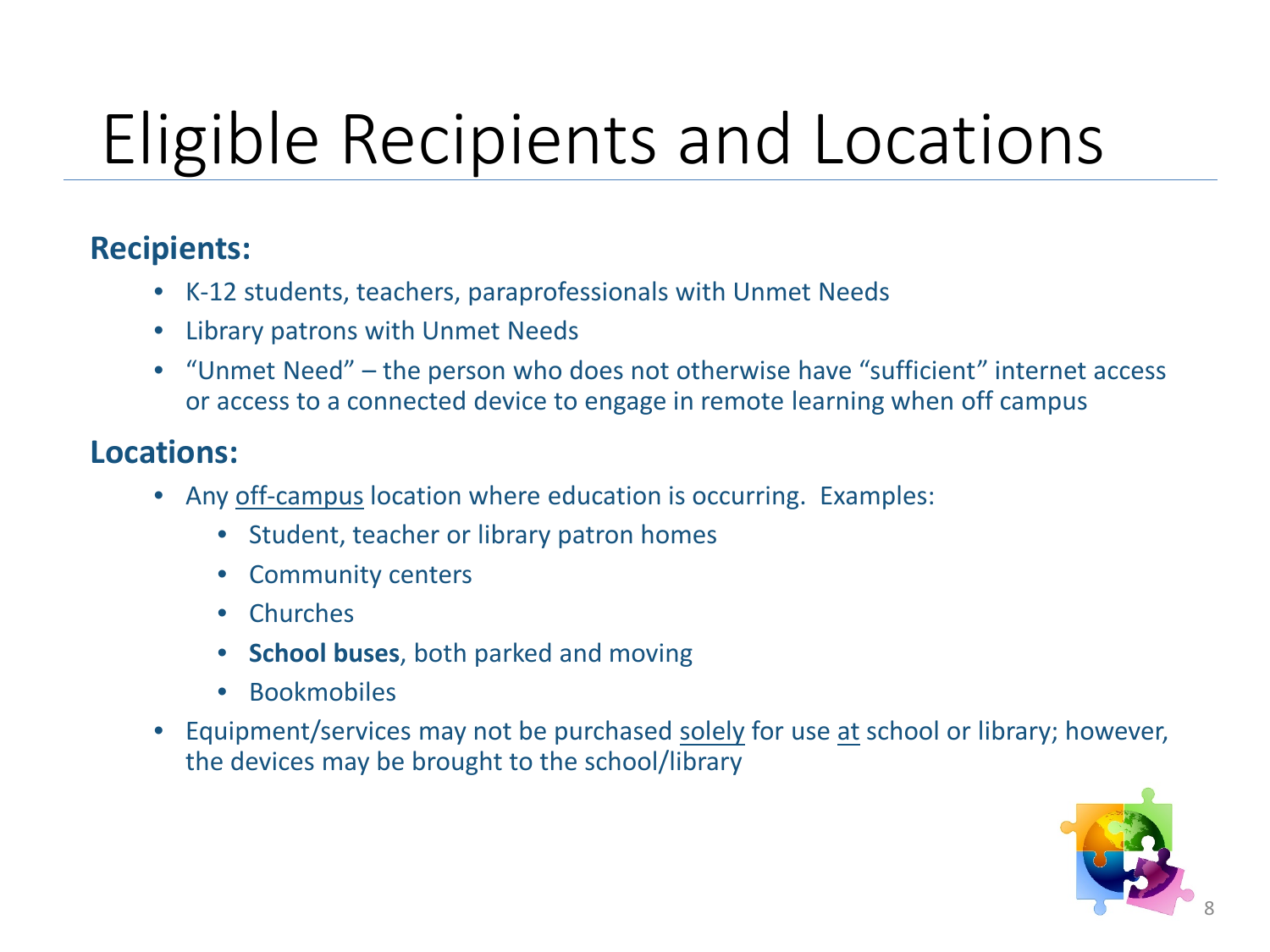# Eligible Recipients and Locations

**Recipients:**

- K-12 students, teachers, paraprofessionals with Unmet Needs
- Library patrons with Unmet Needs
- "Unmet Need" – the person who does not otherwise have "sufficient" internet access or access to a connected device to engage in remote learning when off campus

**Locations:**

- Any <u>off-campus</u> location where education is occurring. Examples:
  - Student, teacher or library patron homes
  - Community centers
  - Churches
  - **School buses**, both parked and moving
  - Bookmobiles
- Equipment/services may not be purchased <u>solely</u> for use <u>at</u> school or library; however, the devices may be brought to the school/library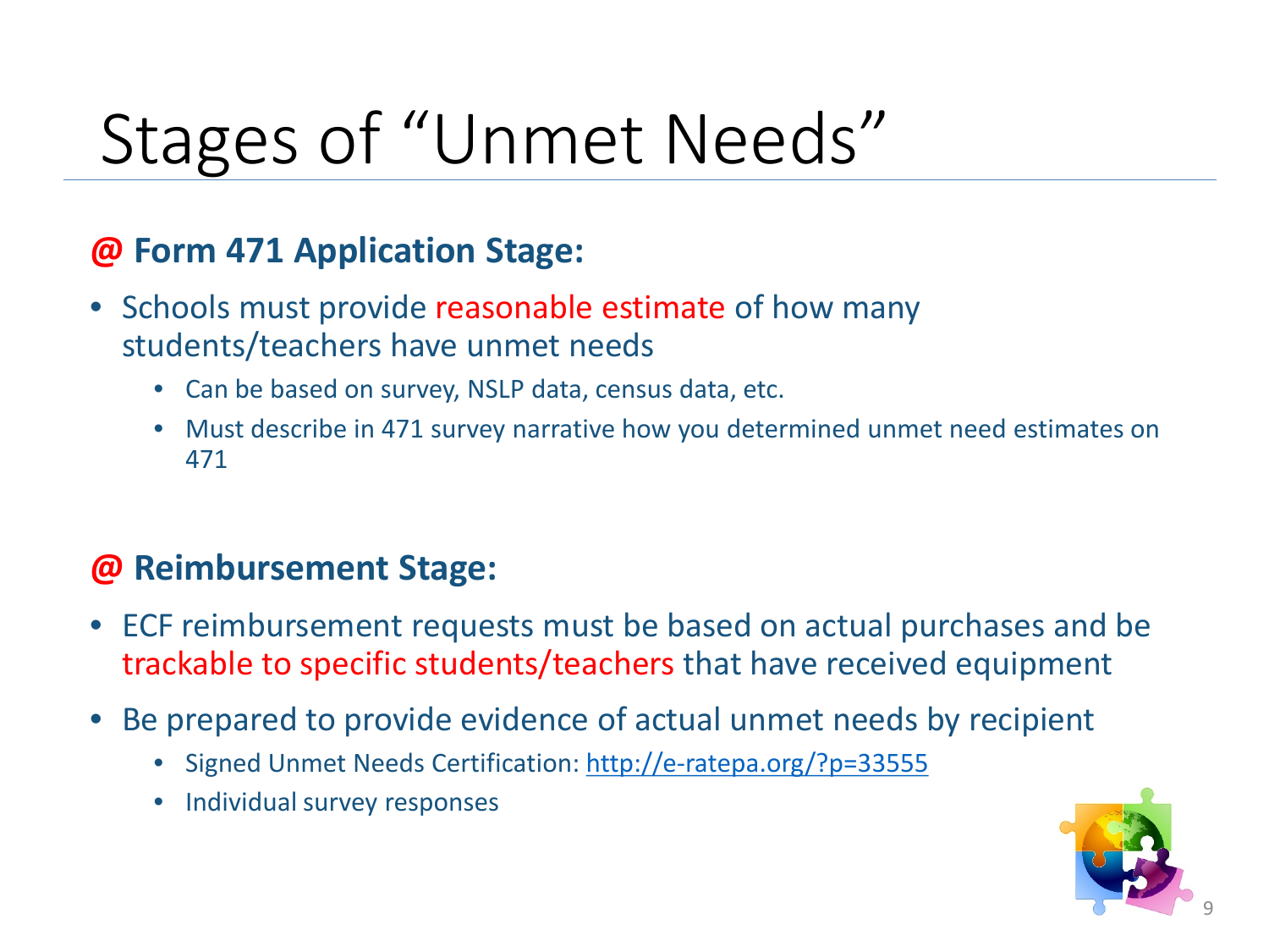# Stages of "Unmet Needs"

### @ Form 471 Application Stage:

- Schools must provide reasonable estimate of how many students/teachers have unmet needs
  - Can be based on survey, NSLP data, census data, etc.
  - Must describe in 471 survey narrative how you determined unmet need estimates on 471

### @ Reimbursement Stage:

- ECF reimbursement requests must be based on actual purchases and be trackable to specific students/teachers that have received equipment
- Be prepared to provide evidence of actual unmet needs by recipient
  - Signed Unmet Needs Certification: [http://e-ratepa.org/?p=33555](http://e-ratepa.org/?p=33555)
  - Individual survey responses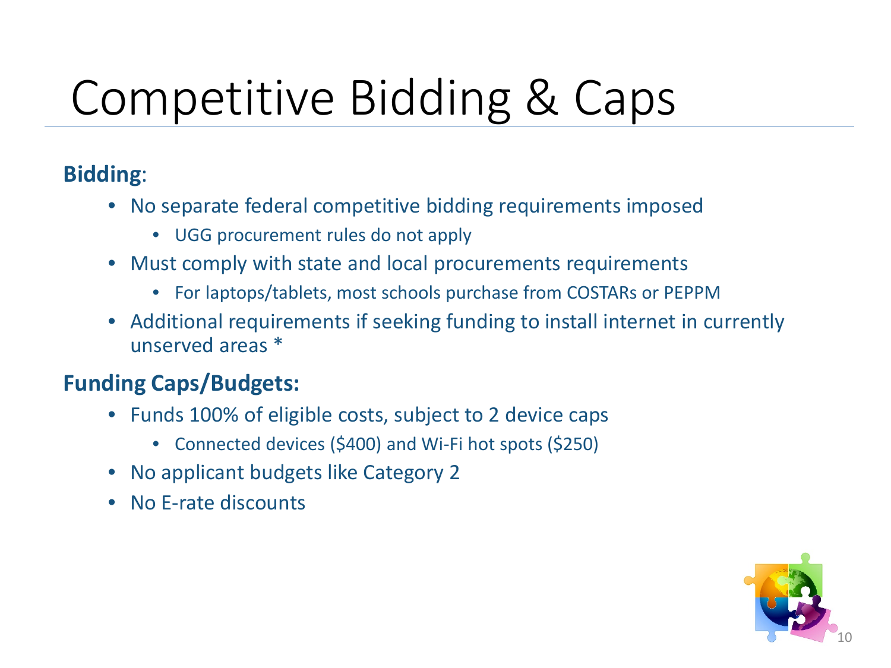# Competitive Bidding & Caps

**Bidding**:

- No separate federal competitive bidding requirements imposed
  - UGG procurement rules do not apply
- Must comply with state and local procurements requirements
  - For laptops/tablets, most schools purchase from COSTARs or PEPPM
- Additional requirements if seeking funding to install internet in currently unserved areas *

**Funding Caps/Budgets:**

- Funds 100% of eligible costs, subject to 2 device caps
  - Connected devices ($400) and Wi-Fi hot spots ($250)
- No applicant budgets like Category 2
- No E-rate discounts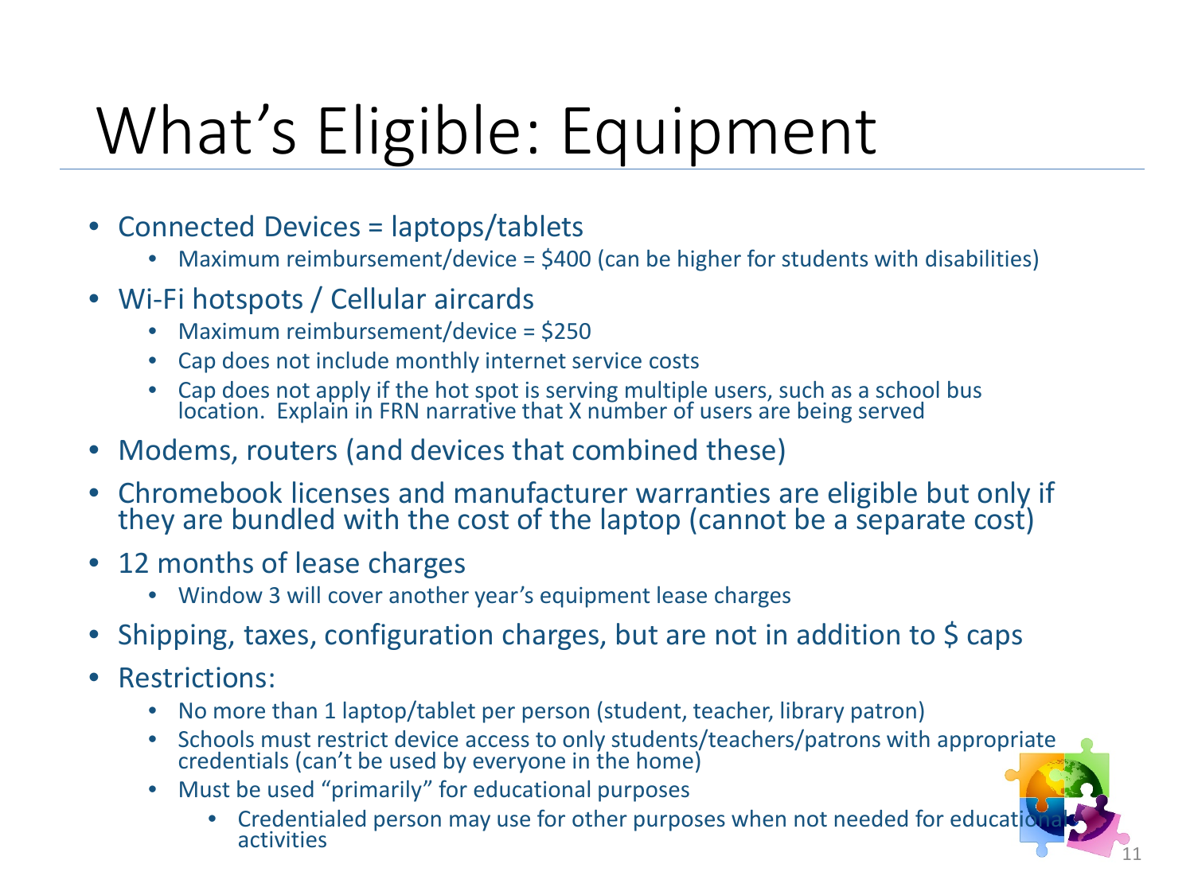# What's Eligible: Equipment

- Connected Devices = laptops/tablets
  - Maximum reimbursement/device = $400 (can be higher for students with disabilities)
- Wi-Fi hotspots / Cellular aircards
  - Maximum reimbursement/device = $250
  - Cap does not include monthly internet service costs
  - Cap does not apply if the hot spot is serving multiple users, such as a school bus location. Explain in FRN narrative that X number of users are being served
- Modems, routers (and devices that combined these)
- Chromebook licenses and manufacturer warranties are eligible but only if they are bundled with the cost of the laptop (cannot be a separate cost)
- 12 months of lease charges
  - Window 3 will cover another year's equipment lease charges
- Shipping, taxes, configuration charges, but are not in addition to $ caps
- Restrictions:
  - No more than 1 laptop/tablet per person (student, teacher, library patron)
  - Schools must restrict device access to only students/teachers/patrons with appropriate credentials (can't be used by everyone in the home)
  - Must be used "primarily" for educational purposes
    - Credentialed person may use for other purposes when not needed for educational activities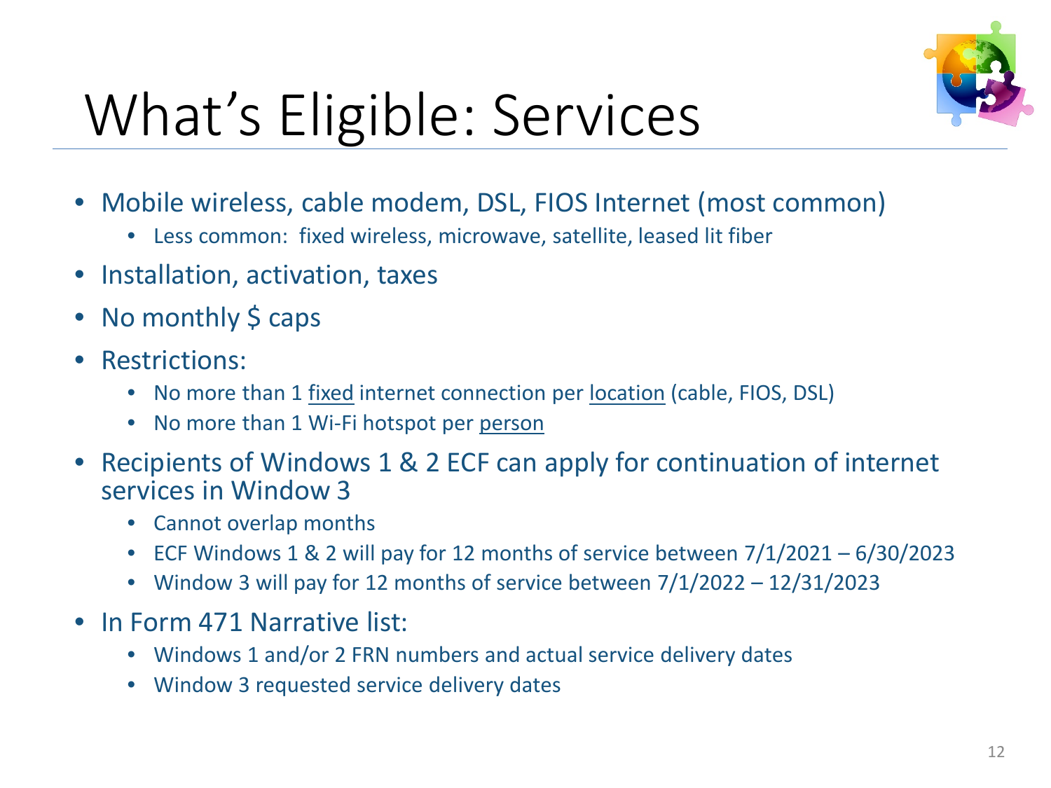# What's Eligible: Services

- Mobile wireless, cable modem, DSL, FIOS Internet (most common)
  - Less common: fixed wireless, microwave, satellite, leased lit fiber
- Installation, activation, taxes
- No monthly $ caps
- Restrictions:
  - No more than 1 fixed internet connection per location (cable, FIOS, DSL)
  - No more than 1 Wi-Fi hotspot per person
- Recipients of Windows 1 & 2 ECF can apply for continuation of internet services in Window 3
  - Cannot overlap months
  - ECF Windows 1 & 2 will pay for 12 months of service between 7/1/2021 – 6/30/2023
  - Window 3 will pay for 12 months of service between 7/1/2022 – 12/31/2023
- In Form 471 Narrative list:
  - Windows 1 and/or 2 FRN numbers and actual service delivery dates
  - Window 3 requested service delivery dates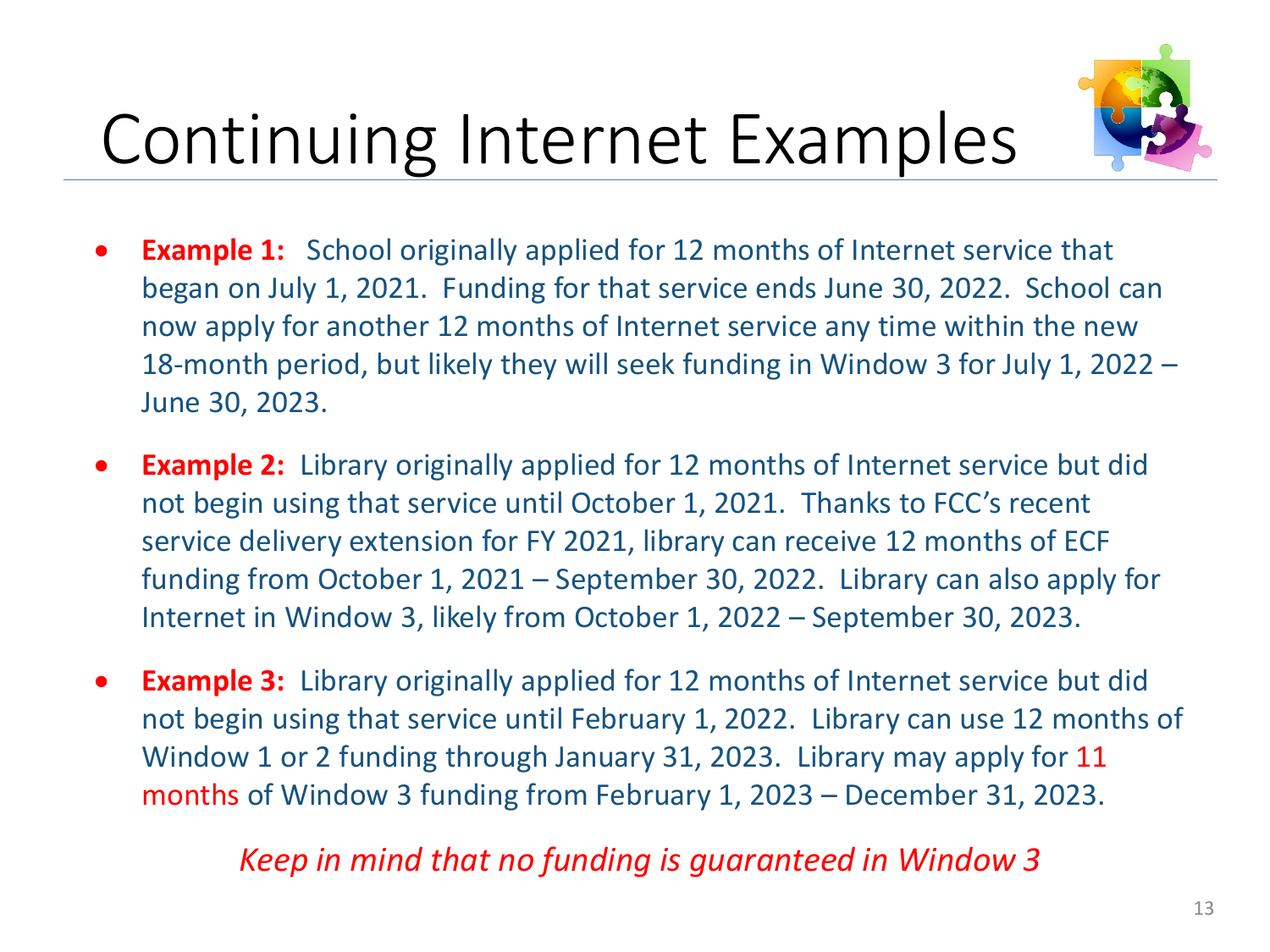# Continuing Internet Examples

- **Example 1:** School originally applied for 12 months of Internet service that began on July 1, 2021. Funding for that service ends June 30, 2022. School can now apply for another 12 months of Internet service any time within the new 18-month period, but likely they will seek funding in Window 3 for July 1, 2022 – June 30, 2023.
- **Example 2:** Library originally applied for 12 months of Internet service but did not begin using that service until October 1, 2021. Thanks to FCC's recent service delivery extension for FY 2021, library can receive 12 months of ECF funding from October 1, 2021 – September 30, 2022. Library can also apply for Internet in Window 3, likely from October 1, 2022 – September 30, 2023.
- **Example 3:** Library originally applied for 12 months of Internet service but did not begin using that service until February 1, 2022. Library can use 12 months of Window 1 or 2 funding through January 31, 2023. Library may apply for 11 months of Window 3 funding from February 1, 2023 – December 31, 2023.

*Keep in mind that no funding is guaranteed in Window 3*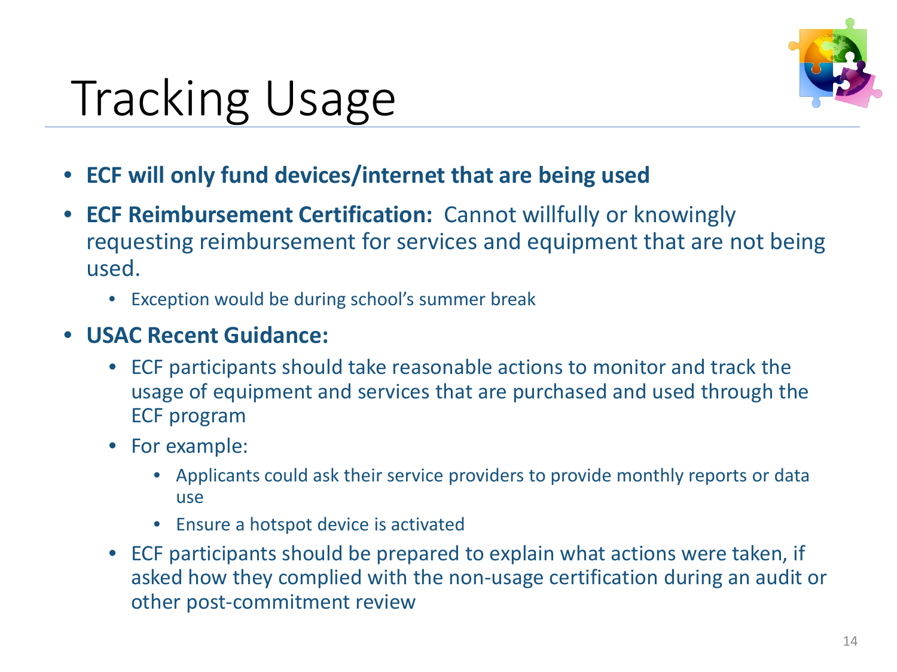# Tracking Usage

- **ECF will only fund devices/internet that are being used**
- **ECF Reimbursement Certification:** Cannot willfully or knowingly requesting reimbursement for services and equipment that are not being used.
  - Exception would be during school's summer break
- **USAC Recent Guidance:**
  - ECF participants should take reasonable actions to monitor and track the usage of equipment and services that are purchased and used through the ECF program
  - For example:
    - Applicants could ask their service providers to provide monthly reports or data use
    - Ensure a hotspot device is activated
  - ECF participants should be prepared to explain what actions were taken, if asked how they complied with the non-usage certification during an audit or other post-commitment review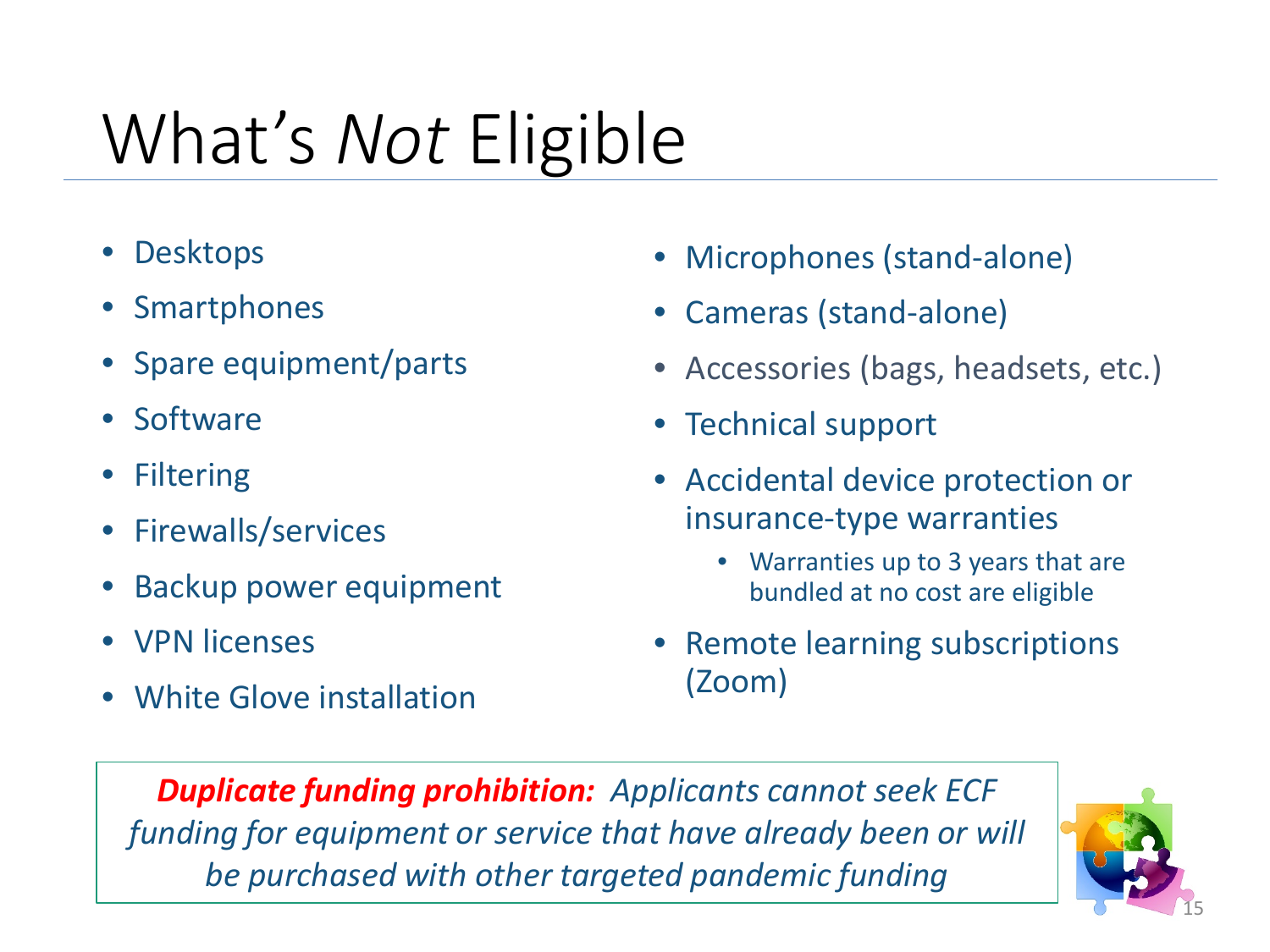# What's *Not* Eligible

- Desktops
- Smartphones
- Spare equipment/parts
- Software
- Filtering
- Firewalls/services
- Backup power equipment
- VPN licenses
- White Glove installation
- Microphones (stand-alone)
- Cameras (stand-alone)
- Accessories (bags, headsets, etc.)
- Technical support
- Accidental device protection or insurance-type warranties
  - Warranties up to 3 years that are bundled at no cost are eligible
- Remote learning subscriptions (Zoom)

***Duplicate funding prohibition:*** *Applicants cannot seek ECF funding for equipment or service that have already been or will be purchased with other targeted pandemic funding*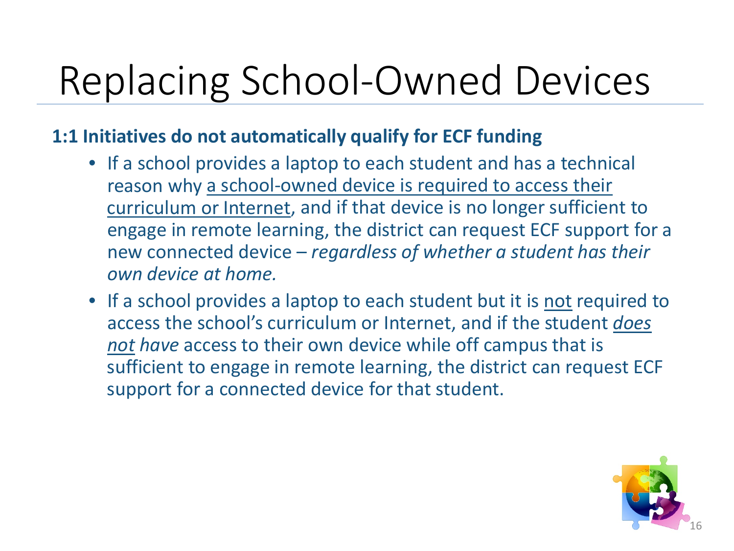# Replacing School-Owned Devices

**1:1 Initiatives do not automatically qualify for ECF funding**

- If a school provides a laptop to each student and has a technical reason why <u>a school-owned device is required to access their curriculum or Internet</u>, and if that device is no longer sufficient to engage in remote learning, the district can request ECF support for a new connected device – *regardless of whether a student has their own device at home.*
- If a school provides a laptop to each student but it is <u>not</u> required to access the school's curriculum or Internet, and if the student *<u>does not</u> have* access to their own device while off campus that is sufficient to engage in remote learning, the district can request ECF support for a connected device for that student.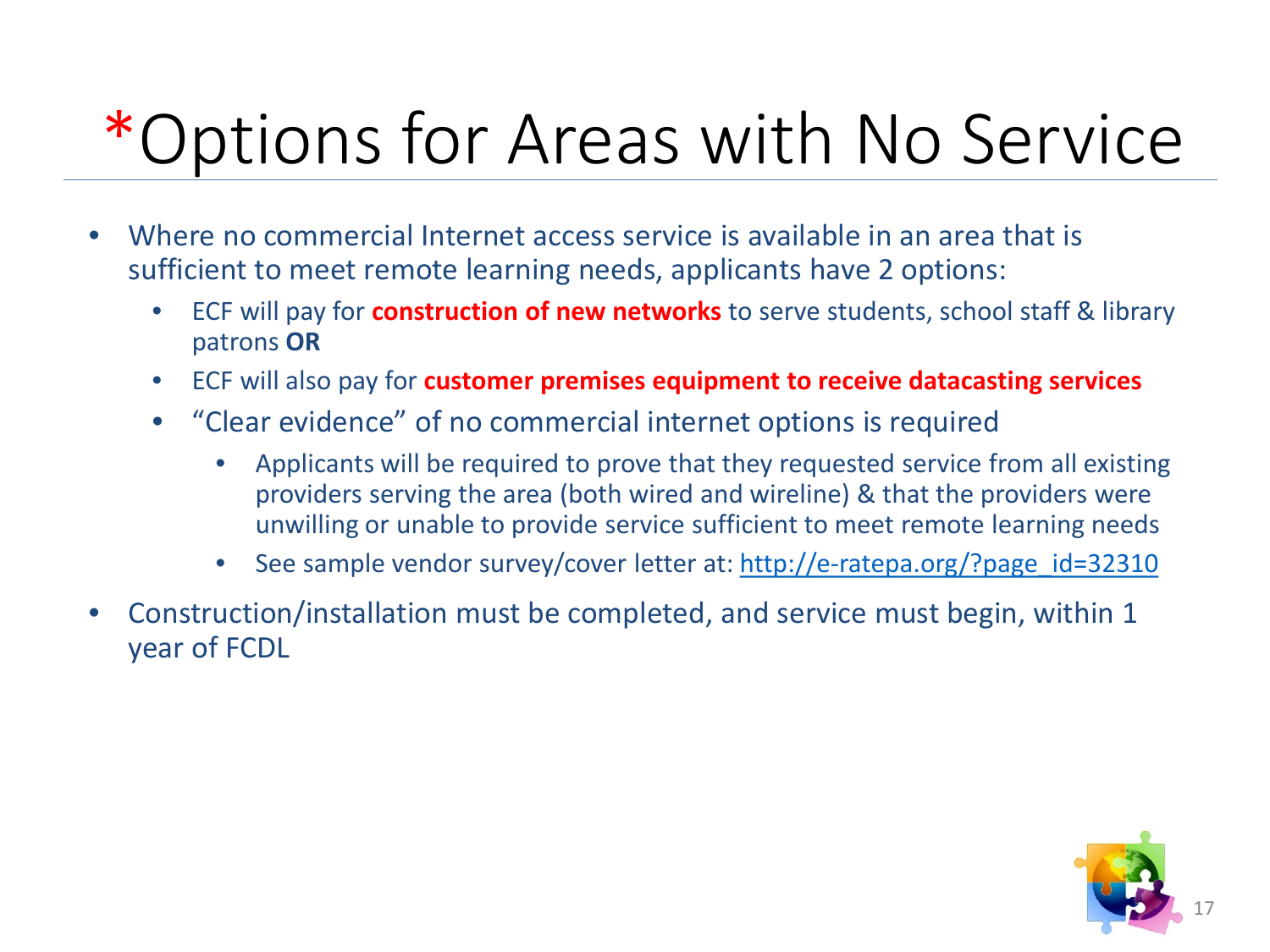# *Options for Areas with No Service

- Where no commercial Internet access service is available in an area that is sufficient to meet remote learning needs, applicants have 2 options:
  - ECF will pay for **construction of new networks** to serve students, school staff & library patrons **OR**
  - ECF will also pay for **customer premises equipment to receive datacasting services**
  - "Clear evidence" of no commercial internet options is required
    - Applicants will be required to prove that they requested service from all existing providers serving the area (both wired and wireline) & that the providers were unwilling or unable to provide service sufficient to meet remote learning needs
    - See sample vendor survey/cover letter at: http://e-ratepa.org/?page_id=32310
- Construction/installation must be completed, and service must begin, within 1 year of FCDL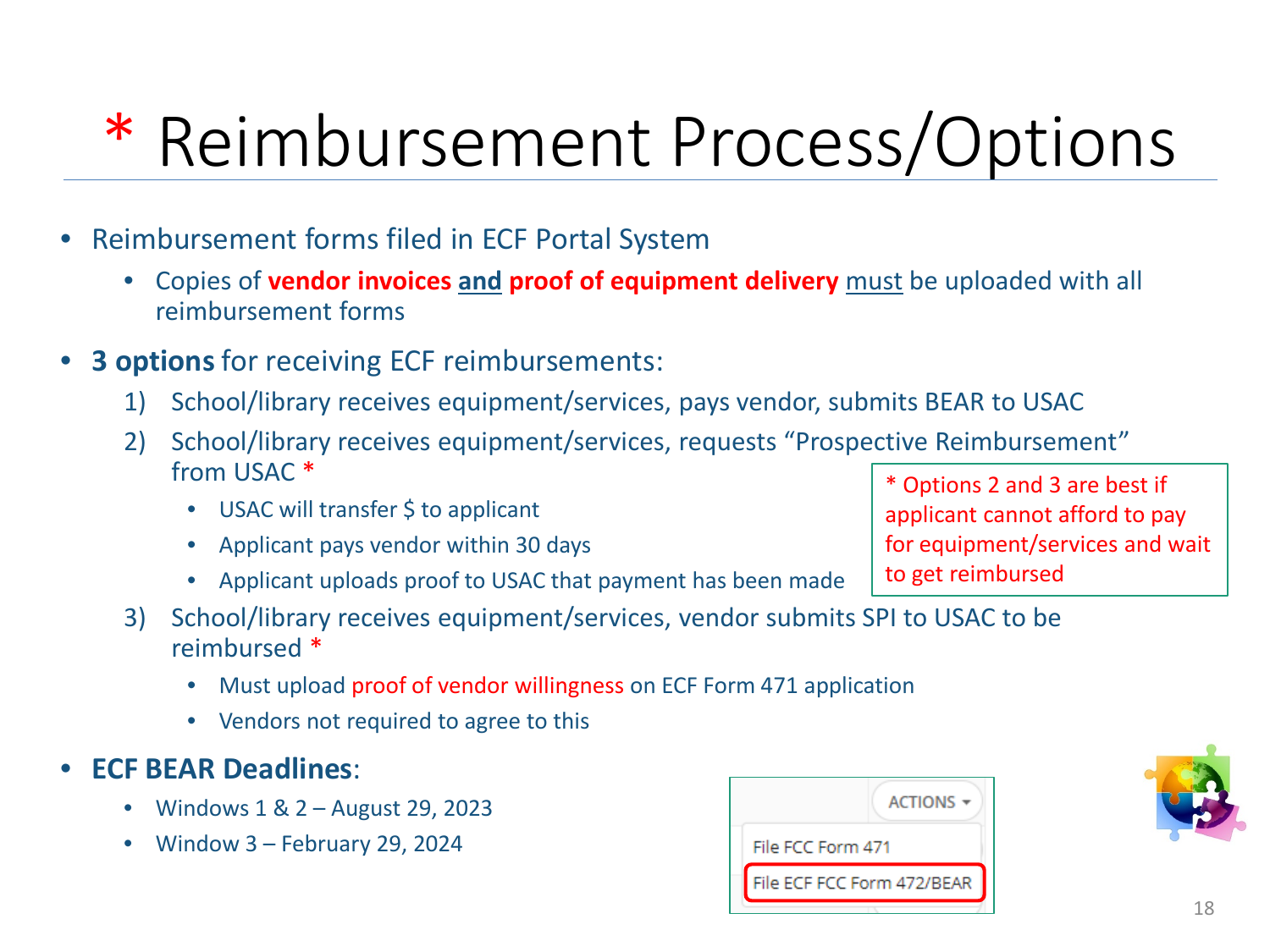# * Reimbursement Process/Options

- Reimbursement forms filed in ECF Portal System
  - Copies of **vendor invoices** **and** **proof of equipment delivery** must be uploaded with all reimbursement forms
- **3 options** for receiving ECF reimbursements:
  1) School/library receives equipment/services, pays vendor, submits BEAR to USAC
  2) School/library receives equipment/services, requests "Prospective Reimbursement" from USAC *
     - USAC will transfer $ to applicant
     - Applicant pays vendor within 30 days
     - Applicant uploads proof to USAC that payment has been made
  3) School/library receives equipment/services, vendor submits SPI to USAC to be reimbursed *
     - Must upload proof of vendor willingness on ECF Form 471 application
     - Vendors not required to agree to this

* Options 2 and 3 are best if applicant cannot afford to pay for equipment/services and wait to get reimbursed

- **ECF BEAR Deadlines**:
  - Windows 1 & 2 – August 29, 2023
  - Window 3 – February 29, 2024

ACTIONS
File FCC Form 471
File ECF FCC Form 472/BEAR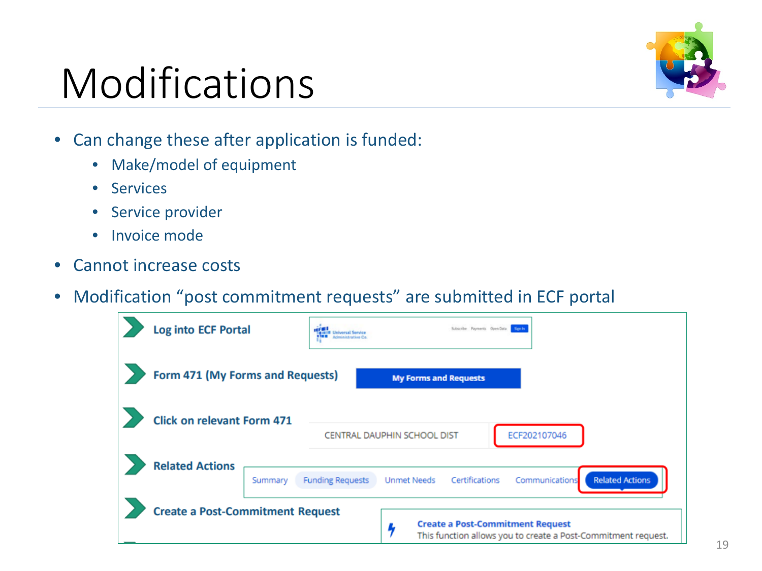# Modifications

- Can change these after application is funded:
  - Make/model of equipment
  - Services
  - Service provider
  - Invoice mode
- Cannot increase costs
- Modification "post commitment requests" are submitted in ECF portal

**Log into ECF Portal**

**Form 471 (My Forms and Requests)**

My Forms and Requests

**Click on relevant Form 471**

CENTRAL DAUPHIN SCHOOL DIST | ECF202107046

**Related Actions**

Summary | Funding Requests | Unmet Needs | Certifications | Communications | Related Actions

**Create a Post-Commitment Request**

**Create a Post-Commitment Request**
This function allows you to create a Post-Commitment request.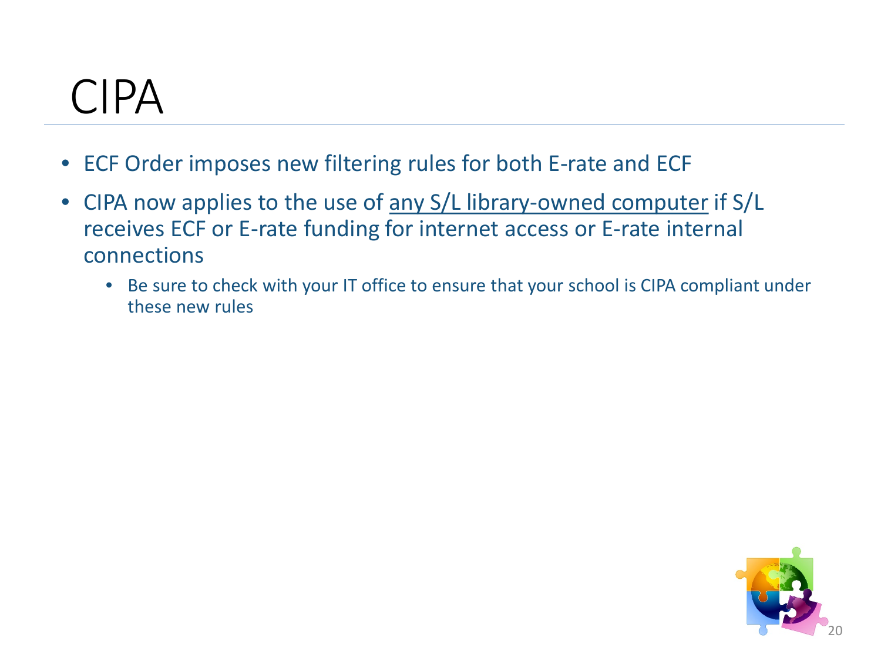# CIPA

- ECF Order imposes new filtering rules for both E-rate and ECF
- CIPA now applies to the use of <u>any S/L library-owned computer</u> if S/L receives ECF or E-rate funding for internet access or E-rate internal connections
  - Be sure to check with your IT office to ensure that your school is CIPA compliant under these new rules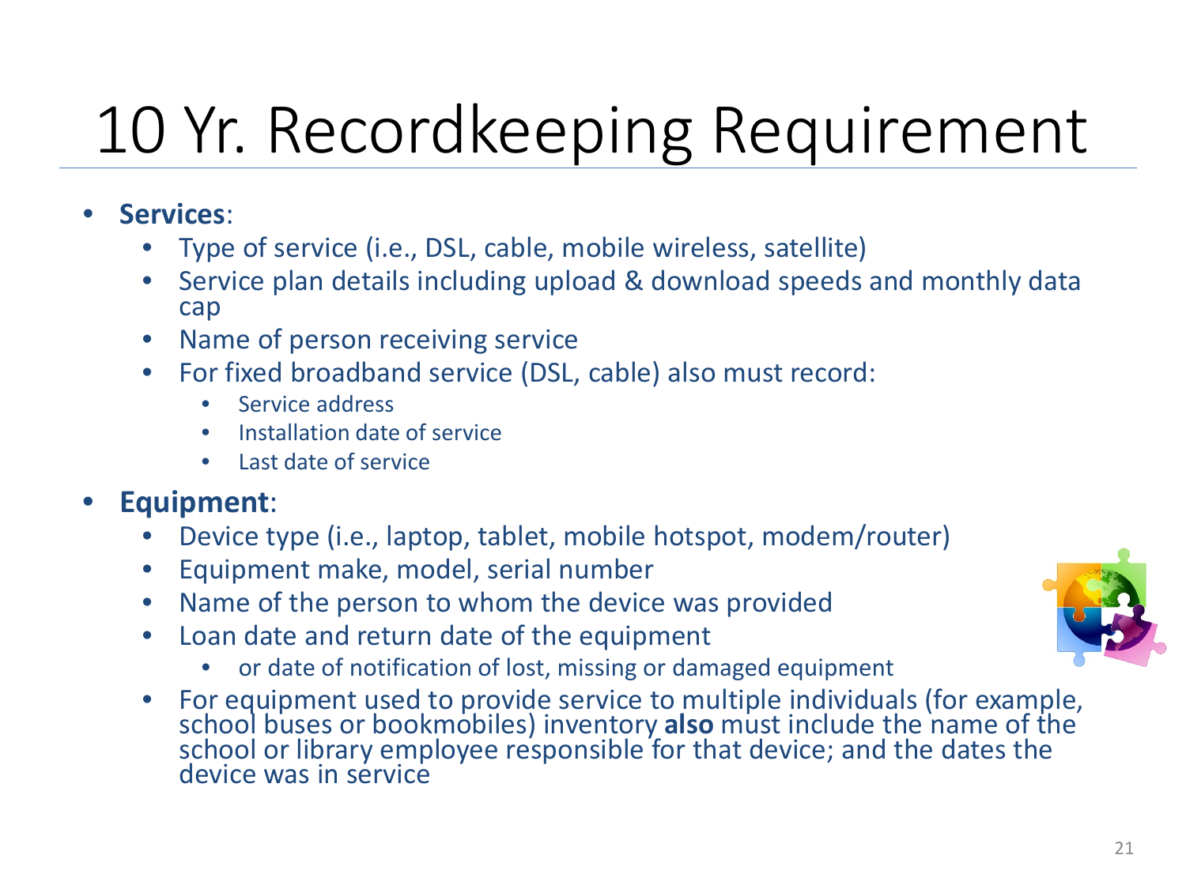# 10 Yr. Recordkeeping Requirement

- **Services**:
  - Type of service (i.e., DSL, cable, mobile wireless, satellite)
  - Service plan details including upload & download speeds and monthly data cap
  - Name of person receiving service
  - For fixed broadband service (DSL, cable) also must record:
    - Service address
    - Installation date of service
    - Last date of service
- **Equipment**:
  - Device type (i.e., laptop, tablet, mobile hotspot, modem/router)
  - Equipment make, model, serial number
  - Name of the person to whom the device was provided
  - Loan date and return date of the equipment
    - or date of notification of lost, missing or damaged equipment
  - For equipment used to provide service to multiple individuals (for example, school buses or bookmobiles) inventory **also** must include the name of the school or library employee responsible for that device; and the dates the device was in service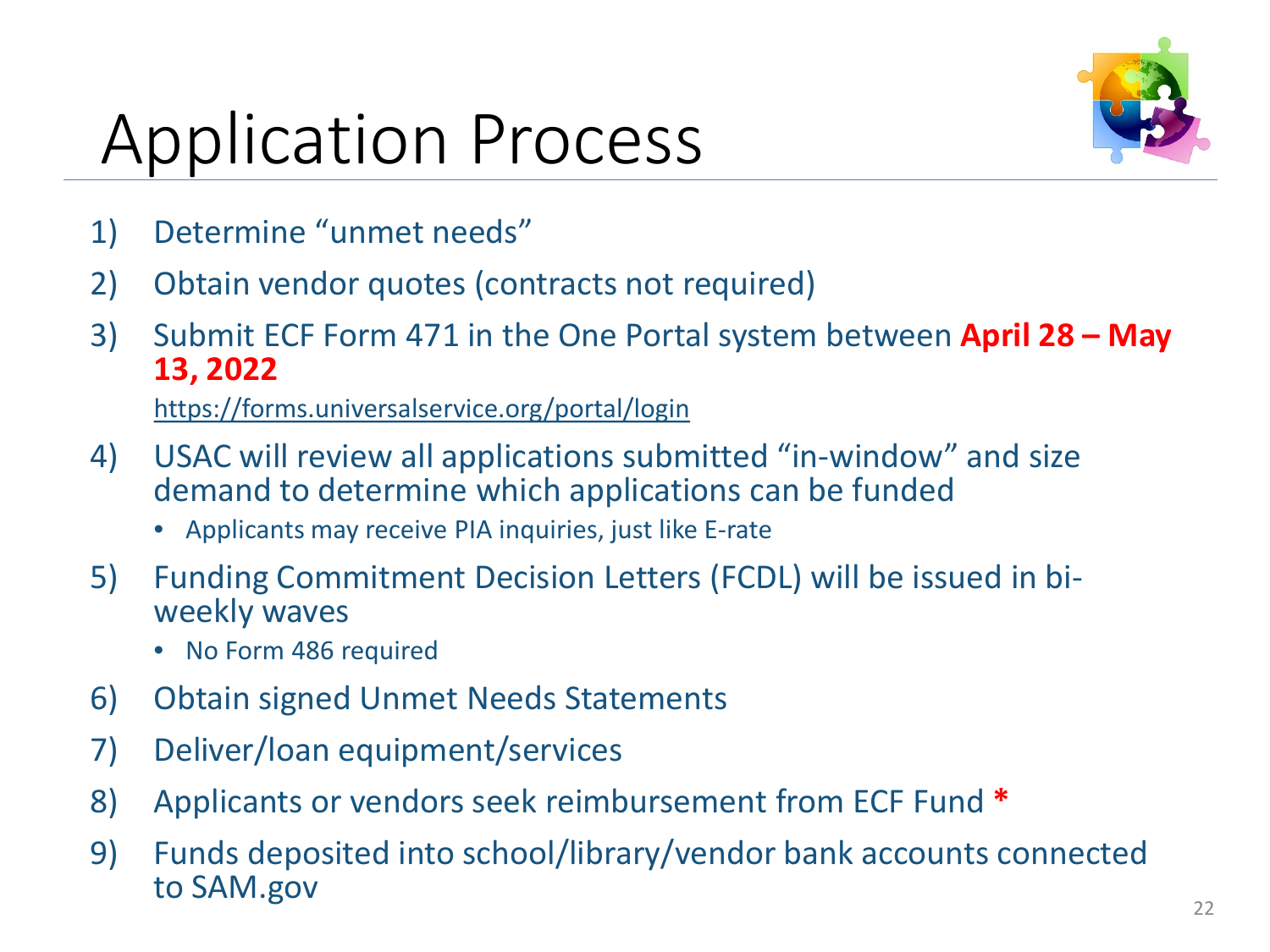# Application Process

1) Determine "unmet needs"
2) Obtain vendor quotes (contracts not required)
3) Submit ECF Form 471 in the One Portal system between **April 28 – May 13, 2022**

   https://forms.universalservice.org/portal/login
4) USAC will review all applications submitted "in-window" and size demand to determine which applications can be funded
   - Applicants may receive PIA inquiries, just like E-rate
5) Funding Commitment Decision Letters (FCDL) will be issued in bi-weekly waves
   - No Form 486 required
6) Obtain signed Unmet Needs Statements
7) Deliver/loan equipment/services
8) Applicants or vendors seek reimbursement from ECF Fund **\***
9) Funds deposited into school/library/vendor bank accounts connected to SAM.gov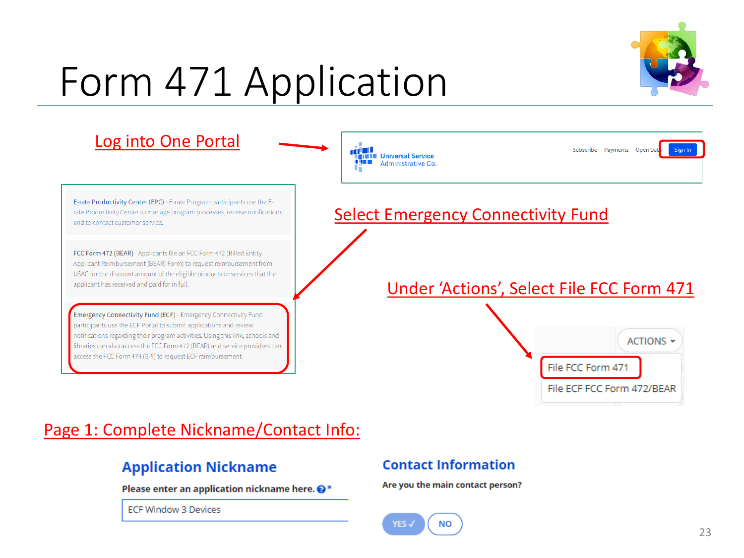# Form 471 Application

Log into One Portal

Universal Service Administrative Co.

Subscribe Payments Open Data Sign In

E-rate Productivity Center (EPC) - E-rate Program participants use the E-rate Productivity Center to manage program processes, receive notifications and to contact customer service.

FCC Form 472 (BEAR) - Applicants file an FCC Form 472 (Billed Entity Applicant Reimbursement (BEAR) Form) to request reimbursement from USAC for the discount amount of the eligible products or services that the applicant has received and paid for in full.

Emergency Connectivity Fund (ECF) - Emergency Connectivity Fund participants use the ECF Portal to submit applications and review notifications regarding their program activities. Using this link, schools and libraries can also access the FCC Form 472 (BEAR) and service providers can access the FCC Form 474 (SPI) to request ECF reimbursement.

Select Emergency Connectivity Fund

Under 'Actions', Select File FCC Form 471

ACTIONS

File FCC Form 471

File ECF FCC Form 472/BEAR

Page 1: Complete Nickname/Contact Info:

**Application Nickname**

Please enter an application nickname here. *

ECF Window 3 Devices

**Contact Information**

Are you the main contact person?

YES ✓ NO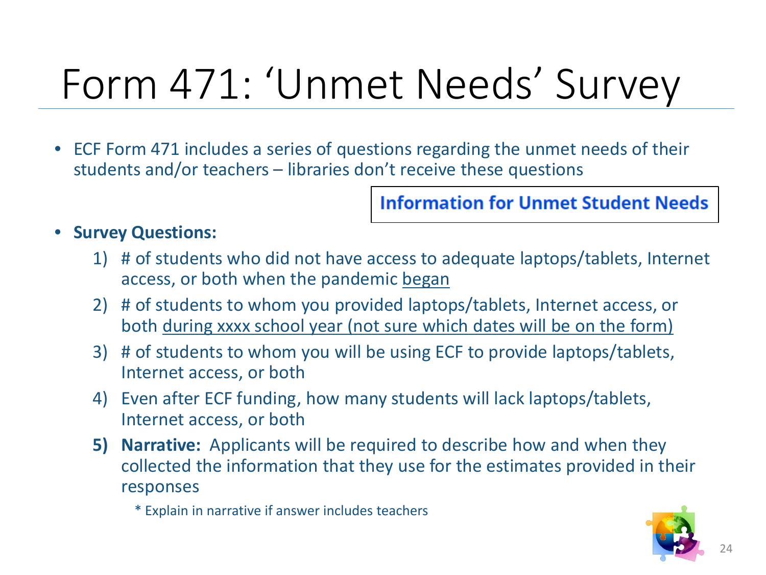# Form 471: 'Unmet Needs' Survey

- ECF Form 471 includes a series of questions regarding the unmet needs of their students and/or teachers – libraries don't receive these questions

**Information for Unmet Student Needs**

- **Survey Questions:**
  1) # of students who did not have access to adequate laptops/tablets, Internet access, or both when the pandemic <u>began</u>
  2) # of students to whom you provided laptops/tablets, Internet access, or both <u>during xxxx school year (not sure which dates will be on the form)</u>
  3) # of students to whom you will be using ECF to provide laptops/tablets, Internet access, or both
  4) Even after ECF funding, how many students will lack laptops/tablets, Internet access, or both
  5) **Narrative:** Applicants will be required to describe how and when they collected the information that they use for the estimates provided in their responses

     * Explain in narrative if answer includes teachers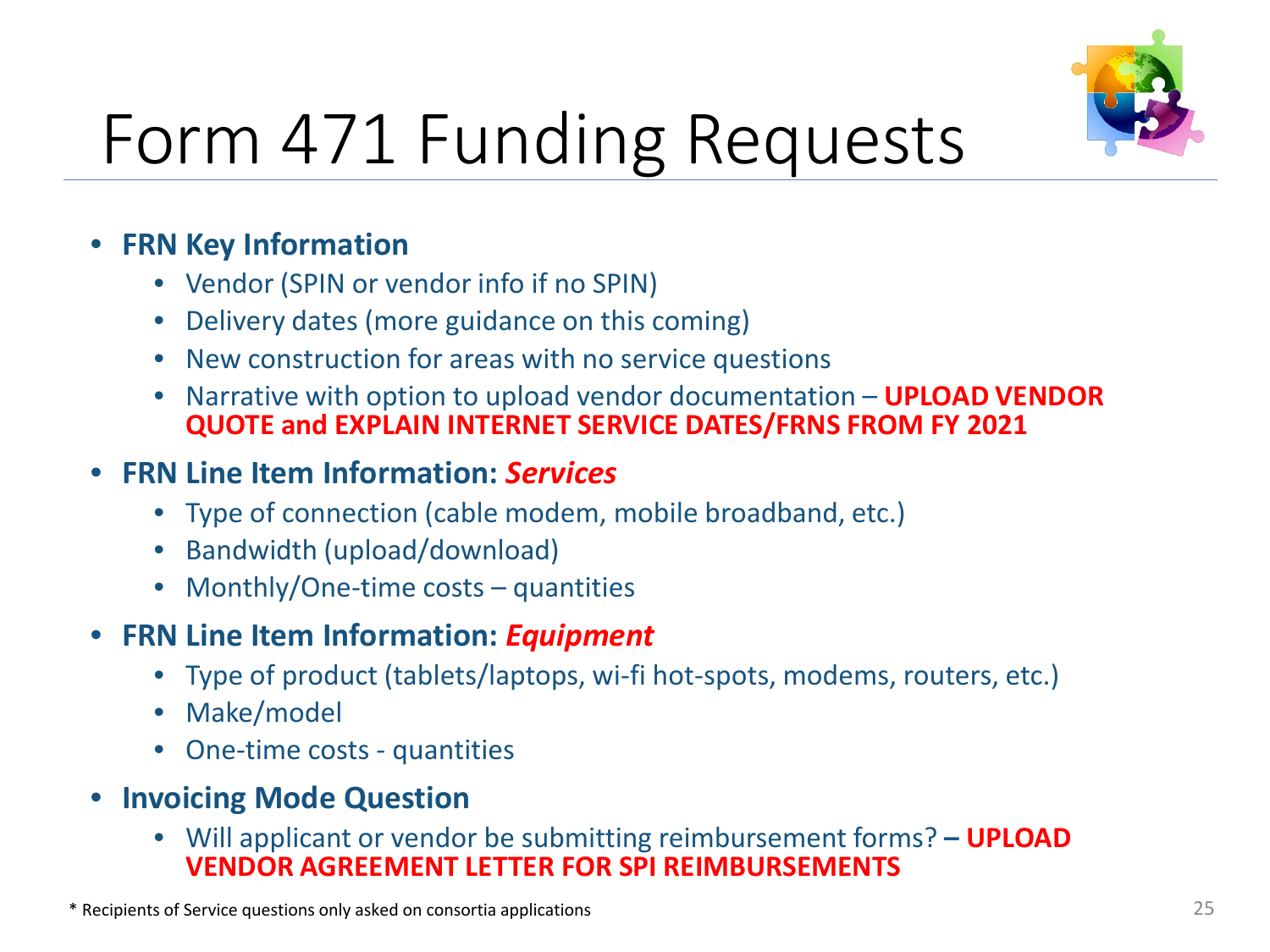# Form 471 Funding Requests

- **FRN Key Information**
  - Vendor (SPIN or vendor info if no SPIN)
  - Delivery dates (more guidance on this coming)
  - New construction for areas with no service questions
  - Narrative with option to upload vendor documentation – **UPLOAD VENDOR QUOTE and EXPLAIN INTERNET SERVICE DATES/FRNS FROM FY 2021**
- **FRN Line Item Information: *Services***
  - Type of connection (cable modem, mobile broadband, etc.)
  - Bandwidth (upload/download)
  - Monthly/One-time costs – quantities
- **FRN Line Item Information: *Equipment***
  - Type of product (tablets/laptops, wi-fi hot-spots, modems, routers, etc.)
  - Make/model
  - One-time costs - quantities
- **Invoicing Mode Question**
  - Will applicant or vendor be submitting reimbursement forms? **– UPLOAD VENDOR AGREEMENT LETTER FOR SPI REIMBURSEMENTS**

* Recipients of Service questions only asked on consortia applications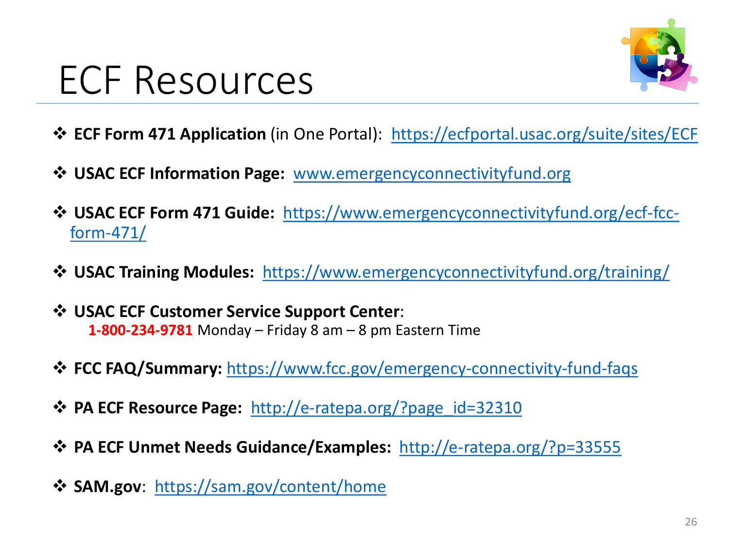# ECF Resources

- **ECF Form 471 Application** (in One Portal): https://ecfportal.usac.org/suite/sites/ECF
- **USAC ECF Information Page:** www.emergencyconnectivityfund.org
- **USAC ECF Form 471 Guide:** https://www.emergencyconnectivityfund.org/ecf-fcc-form-471/
- **USAC Training Modules:** https://www.emergencyconnectivityfund.org/training/
- **USAC ECF Customer Service Support Center**:
  **1-800-234-9781** Monday – Friday 8 am – 8 pm Eastern Time
- **FCC FAQ/Summary:** https://www.fcc.gov/emergency-connectivity-fund-faqs
- **PA ECF Resource Page:** http://e-ratepa.org/?page_id=32310
- **PA ECF Unmet Needs Guidance/Examples:** http://e-ratepa.org/?p=33555
- **SAM.gov**: https://sam.gov/content/home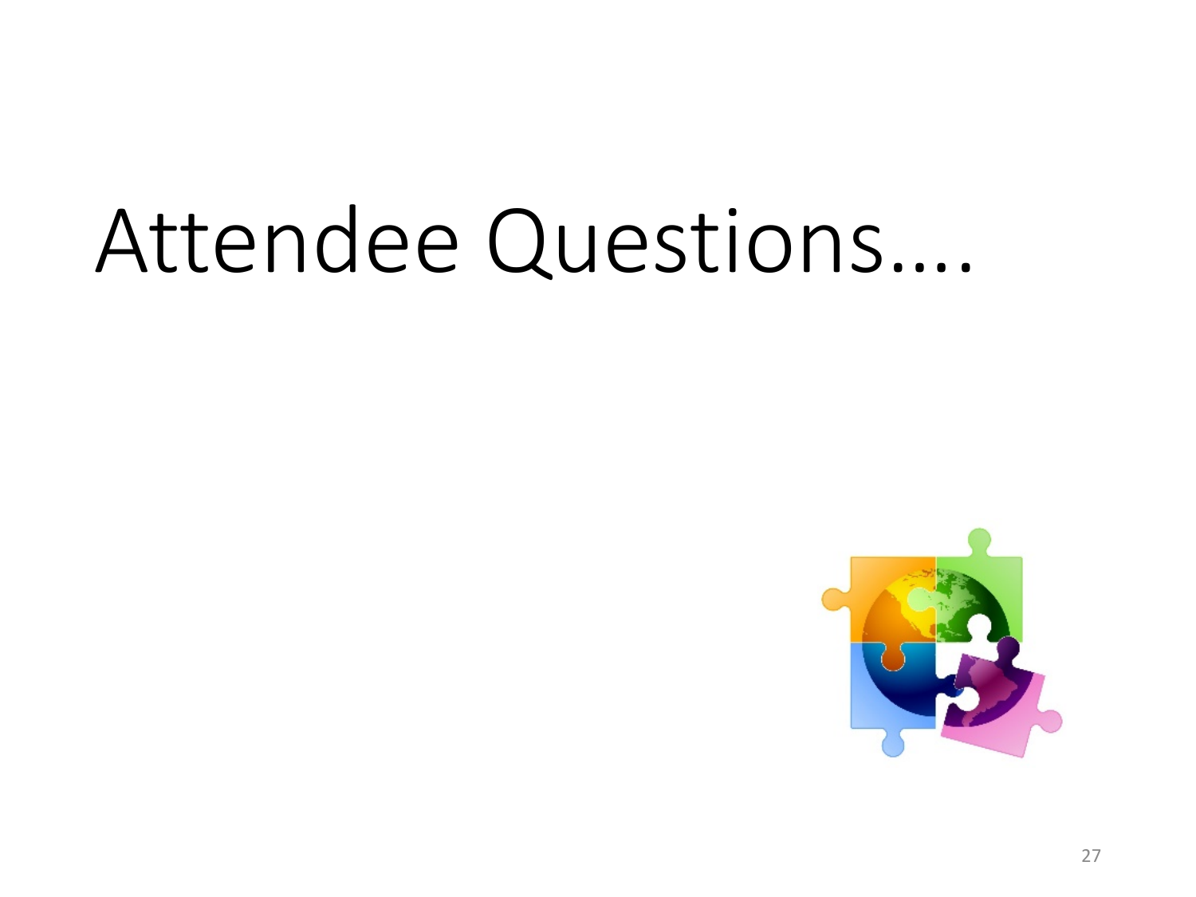# Attendee Questions….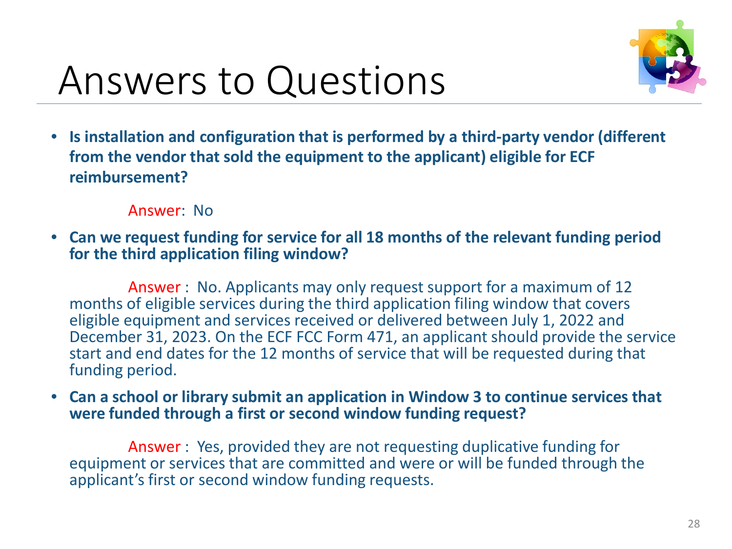# Answers to Questions

- **Is installation and configuration that is performed by a third-party vendor (different from the vendor that sold the equipment to the applicant) eligible for ECF reimbursement?**

  Answer: No

- **Can we request funding for service for all 18 months of the relevant funding period for the third application filing window?**

  Answer : No. Applicants may only request support for a maximum of 12 months of eligible services during the third application filing window that covers eligible equipment and services received or delivered between July 1, 2022 and December 31, 2023. On the ECF FCC Form 471, an applicant should provide the service start and end dates for the 12 months of service that will be requested during that funding period.

- **Can a school or library submit an application in Window 3 to continue services that were funded through a first or second window funding request?**

  Answer : Yes, provided they are not requesting duplicative funding for equipment or services that are committed and were or will be funded through the applicant's first or second window funding requests.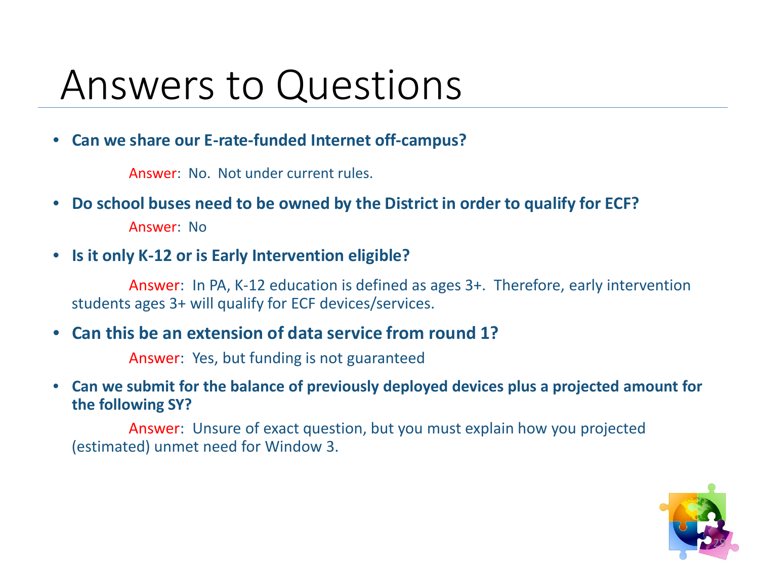# Answers to Questions

- **Can we share our E-rate-funded Internet off-campus?**

  Answer: No. Not under current rules.

- **Do school buses need to be owned by the District in order to qualify for ECF?**

  Answer: No

- **Is it only K-12 or is Early Intervention eligible?**

  Answer: In PA, K-12 education is defined as ages 3+. Therefore, early intervention students ages 3+ will qualify for ECF devices/services.

- **Can this be an extension of data service from round 1?**

  Answer: Yes, but funding is not guaranteed

- **Can we submit for the balance of previously deployed devices plus a projected amount for the following SY?**

  Answer: Unsure of exact question, but you must explain how you projected (estimated) unmet need for Window 3.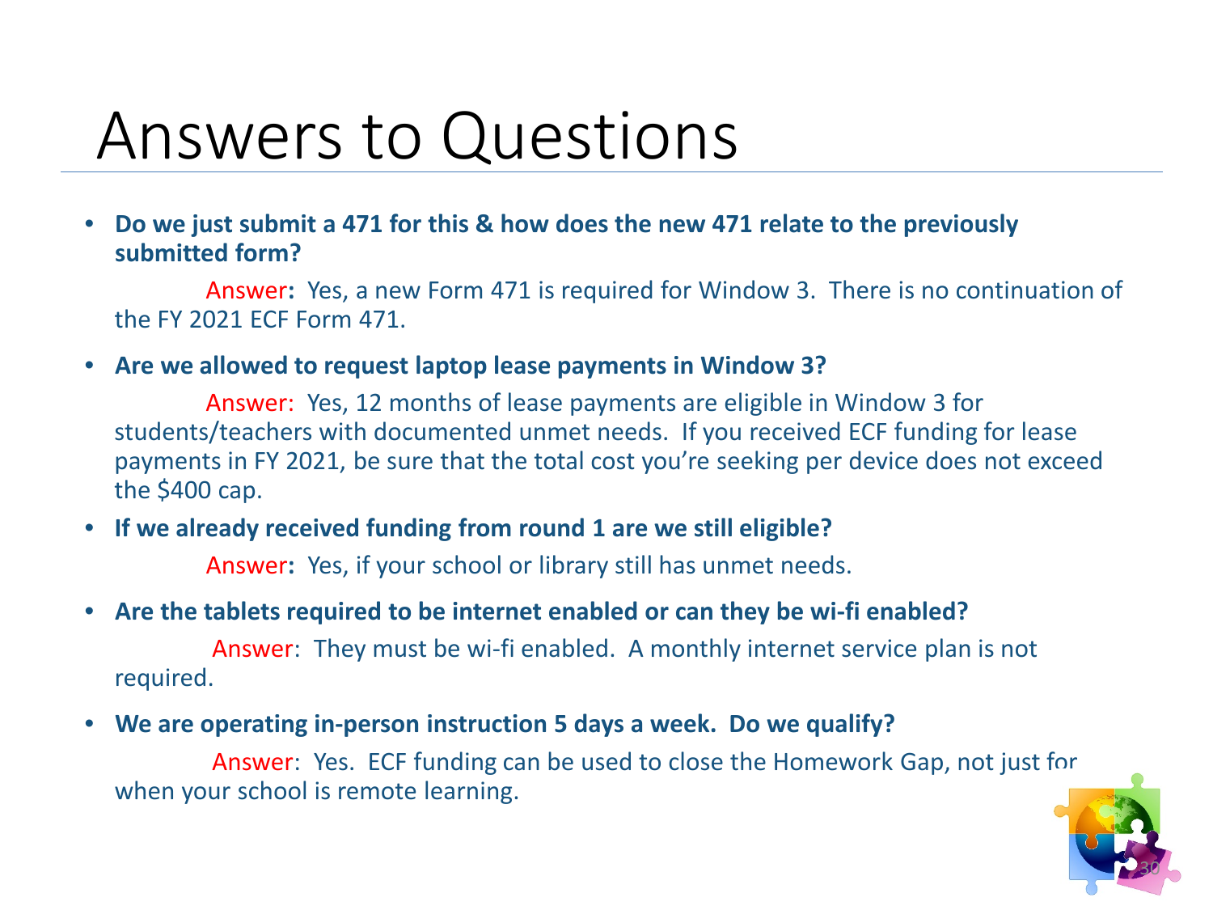# Answers to Questions

- **Do we just submit a 471 for this & how does the new 471 relate to the previously submitted form?**

  Answer**:** Yes, a new Form 471 is required for Window 3. There is no continuation of the FY 2021 ECF Form 471.

- **Are we allowed to request laptop lease payments in Window 3?**

  Answer: Yes, 12 months of lease payments are eligible in Window 3 for students/teachers with documented unmet needs. If you received ECF funding for lease payments in FY 2021, be sure that the total cost you're seeking per device does not exceed the $400 cap.

- **If we already received funding from round 1 are we still eligible?**

  Answer**:** Yes, if your school or library still has unmet needs.

- **Are the tablets required to be internet enabled or can they be wi-fi enabled?**

  Answer: They must be wi-fi enabled. A monthly internet service plan is not required.

- **We are operating in-person instruction 5 days a week. Do we qualify?**

  Answer: Yes. ECF funding can be used to close the Homework Gap, not just for when your school is remote learning.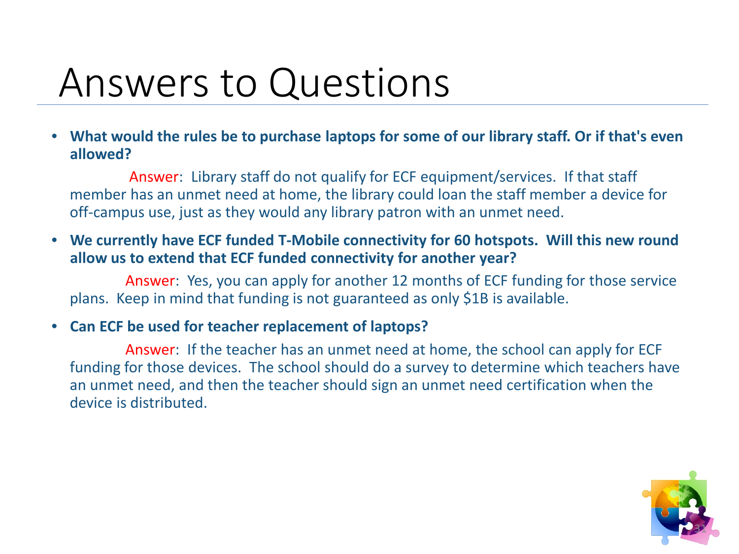# Answers to Questions

- **What would the rules be to purchase laptops for some of our library staff. Or if that's even allowed?**

  Answer: Library staff do not qualify for ECF equipment/services. If that staff member has an unmet need at home, the library could loan the staff member a device for off-campus use, just as they would any library patron with an unmet need.

- **We currently have ECF funded T-Mobile connectivity for 60 hotspots. Will this new round allow us to extend that ECF funded connectivity for another year?**

  Answer: Yes, you can apply for another 12 months of ECF funding for those service plans. Keep in mind that funding is not guaranteed as only $1B is available.

- **Can ECF be used for teacher replacement of laptops?**

  Answer: If the teacher has an unmet need at home, the school can apply for ECF funding for those devices. The school should do a survey to determine which teachers have an unmet need, and then the teacher should sign an unmet need certification when the device is distributed.